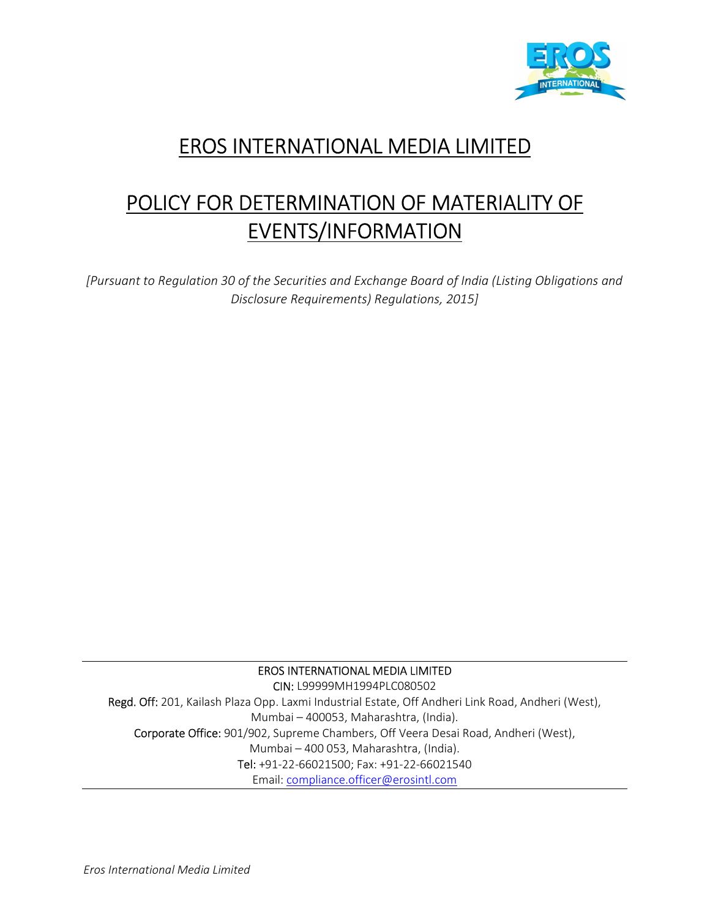# EROS INTERNATIONAL MEDIA LIMITED

# POLICY FOR DETERMINATION OF MATERIALITY OF EVENTS/INFORMATION

*[Pursuant to Regulation 30 of the Securities and Exchange Board of India (Listing Obligations and Disclosure Requirements) Regulations, 2015]*

---

EROS INTERNATIONAL MEDIA LIMITED
CIN: L99999MH1994PLC080502
Regd. Off: 201, Kailash Plaza Opp. Laxmi Industrial Estate, Off Andheri Link Road, Andheri (West), Mumbai – 400053, Maharashtra, (India).
Corporate Office: 901/902, Supreme Chambers, Off Veera Desai Road, Andheri (West), Mumbai – 400 053, Maharashtra, (India).
Tel: +91-22-66021500; Fax: +91-22-66021540
Email: compliance.officer@erosintl.com

---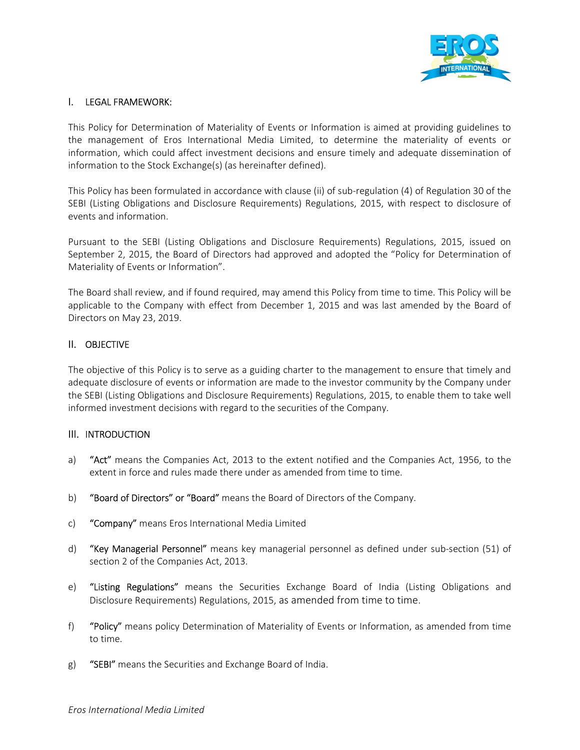## I. LEGAL FRAMEWORK:

This Policy for Determination of Materiality of Events or Information is aimed at providing guidelines to the management of Eros International Media Limited, to determine the materiality of events or information, which could affect investment decisions and ensure timely and adequate dissemination of information to the Stock Exchange(s) (as hereinafter defined).

This Policy has been formulated in accordance with clause (ii) of sub-regulation (4) of Regulation 30 of the SEBI (Listing Obligations and Disclosure Requirements) Regulations, 2015, with respect to disclosure of events and information.

Pursuant to the SEBI (Listing Obligations and Disclosure Requirements) Regulations, 2015, issued on September 2, 2015, the Board of Directors had approved and adopted the "Policy for Determination of Materiality of Events or Information".

The Board shall review, and if found required, may amend this Policy from time to time. This Policy will be applicable to the Company with effect from December 1, 2015 and was last amended by the Board of Directors on May 23, 2019.

## II. OBJECTIVE

The objective of this Policy is to serve as a guiding charter to the management to ensure that timely and adequate disclosure of events or information are made to the investor community by the Company under the SEBI (Listing Obligations and Disclosure Requirements) Regulations, 2015, to enable them to take well informed investment decisions with regard to the securities of the Company.

## III. INTRODUCTION

a) **"Act"** means the Companies Act, 2013 to the extent notified and the Companies Act, 1956, to the extent in force and rules made there under as amended from time to time.

b) **"Board of Directors" or "Board"** means the Board of Directors of the Company.

c) **"Company"** means Eros International Media Limited

d) **"Key Managerial Personnel"** means key managerial personnel as defined under sub-section (51) of section 2 of the Companies Act, 2013.

e) **"Listing Regulations"** means the Securities Exchange Board of India (Listing Obligations and Disclosure Requirements) Regulations, 2015, as amended from time to time.

f) **"Policy"** means policy Determination of Materiality of Events or Information, as amended from time to time.

g) **"SEBI"** means the Securities and Exchange Board of India.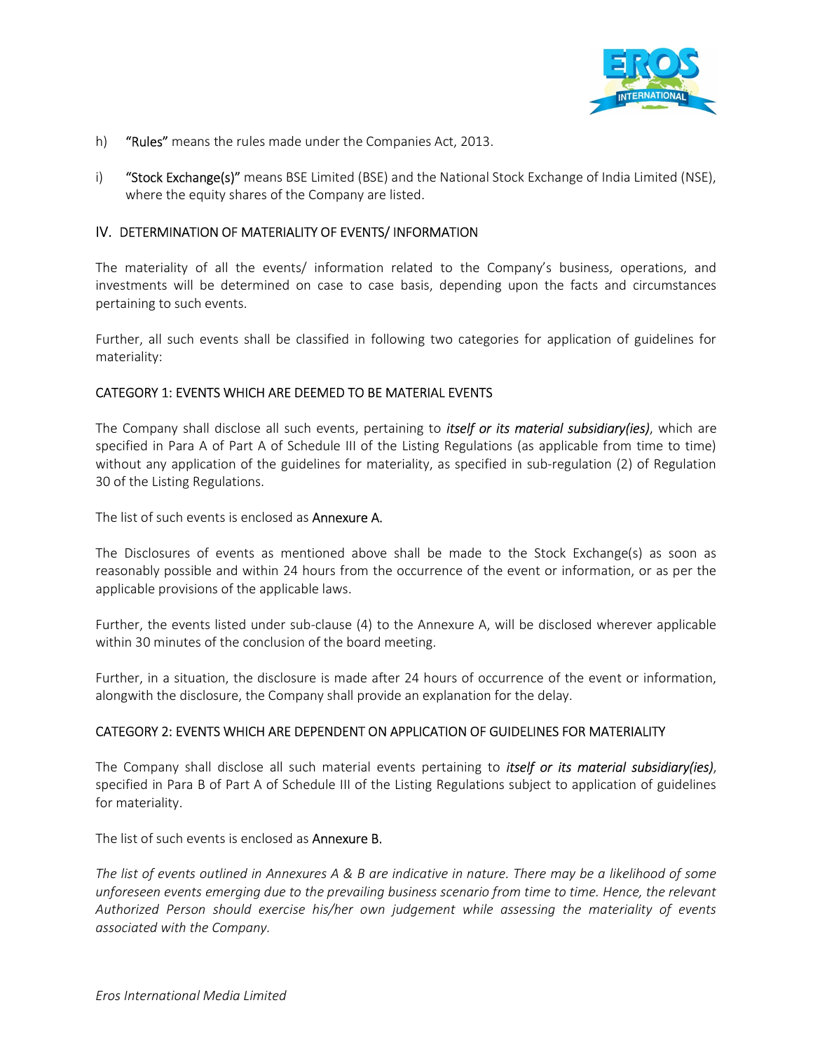h) **"Rules"** means the rules made under the Companies Act, 2013.

i) **"Stock Exchange(s)"** means BSE Limited (BSE) and the National Stock Exchange of India Limited (NSE), where the equity shares of the Company are listed.

## IV. DETERMINATION OF MATERIALITY OF EVENTS/ INFORMATION

The materiality of all the events/ information related to the Company's business, operations, and investments will be determined on case to case basis, depending upon the facts and circumstances pertaining to such events.

Further, all such events shall be classified in following two categories for application of guidelines for materiality:

### CATEGORY 1: EVENTS WHICH ARE DEEMED TO BE MATERIAL EVENTS

The Company shall disclose all such events, pertaining to ***itself or its material subsidiary(ies)***, which are specified in Para A of Part A of Schedule III of the Listing Regulations (as applicable from time to time) without any application of the guidelines for materiality, as specified in sub-regulation (2) of Regulation 30 of the Listing Regulations.

The list of such events is enclosed as **Annexure A.**

The Disclosures of events as mentioned above shall be made to the Stock Exchange(s) as soon as reasonably possible and within 24 hours from the occurrence of the event or information, or as per the applicable provisions of the applicable laws.

Further, the events listed under sub-clause (4) to the Annexure A, will be disclosed wherever applicable within 30 minutes of the conclusion of the board meeting.

Further, in a situation, the disclosure is made after 24 hours of occurrence of the event or information, alongwith the disclosure, the Company shall provide an explanation for the delay.

### CATEGORY 2: EVENTS WHICH ARE DEPENDENT ON APPLICATION OF GUIDELINES FOR MATERIALITY

The Company shall disclose all such material events pertaining to ***itself or its material subsidiary(ies)***, specified in Para B of Part A of Schedule III of the Listing Regulations subject to application of guidelines for materiality.

The list of such events is enclosed as **Annexure B.**

*The list of events outlined in Annexures A & B are indicative in nature. There may be a likelihood of some unforeseen events emerging due to the prevailing business scenario from time to time. Hence, the relevant Authorized Person should exercise his/her own judgement while assessing the materiality of events associated with the Company.*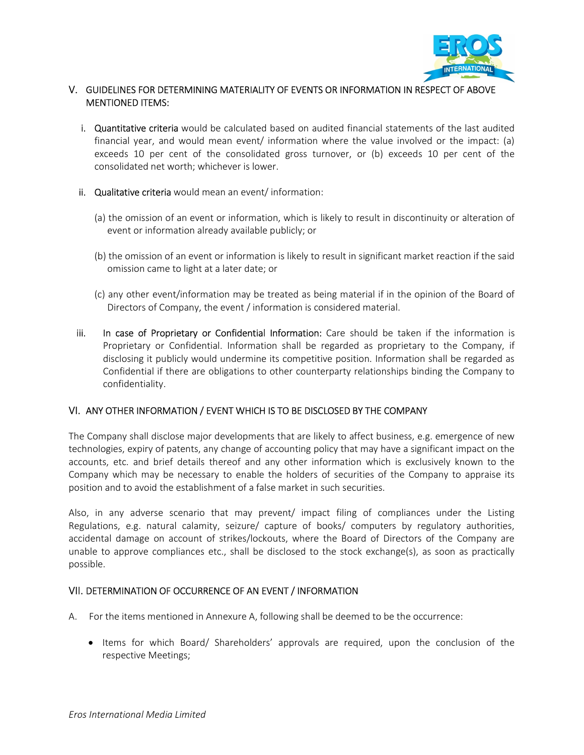## V. GUIDELINES FOR DETERMINING MATERIALITY OF EVENTS OR INFORMATION IN RESPECT OF ABOVE MENTIONED ITEMS:

i. Quantitative criteria would be calculated based on audited financial statements of the last audited financial year, and would mean event/ information where the value involved or the impact: (a) exceeds 10 per cent of the consolidated gross turnover, or (b) exceeds 10 per cent of the consolidated net worth; whichever is lower.

ii. Qualitative criteria would mean an event/ information:

(a) the omission of an event or information, which is likely to result in discontinuity or alteration of event or information already available publicly; or

(b) the omission of an event or information is likely to result in significant market reaction if the said omission came to light at a later date; or

(c) any other event/information may be treated as being material if in the opinion of the Board of Directors of Company, the event / information is considered material.

iii. In case of Proprietary or Confidential Information: Care should be taken if the information is Proprietary or Confidential. Information shall be regarded as proprietary to the Company, if disclosing it publicly would undermine its competitive position. Information shall be regarded as Confidential if there are obligations to other counterparty relationships binding the Company to confidentiality.

## VI. ANY OTHER INFORMATION / EVENT WHICH IS TO BE DISCLOSED BY THE COMPANY

The Company shall disclose major developments that are likely to affect business, e.g. emergence of new technologies, expiry of patents, any change of accounting policy that may have a significant impact on the accounts, etc. and brief details thereof and any other information which is exclusively known to the Company which may be necessary to enable the holders of securities of the Company to appraise its position and to avoid the establishment of a false market in such securities.

Also, in any adverse scenario that may prevent/ impact filing of compliances under the Listing Regulations, e.g. natural calamity, seizure/ capture of books/ computers by regulatory authorities, accidental damage on account of strikes/lockouts, where the Board of Directors of the Company are unable to approve compliances etc., shall be disclosed to the stock exchange(s), as soon as practically possible.

## VII. DETERMINATION OF OCCURRENCE OF AN EVENT / INFORMATION

A. For the items mentioned in Annexure A, following shall be deemed to be the occurrence:

- Items for which Board/ Shareholders' approvals are required, upon the conclusion of the respective Meetings;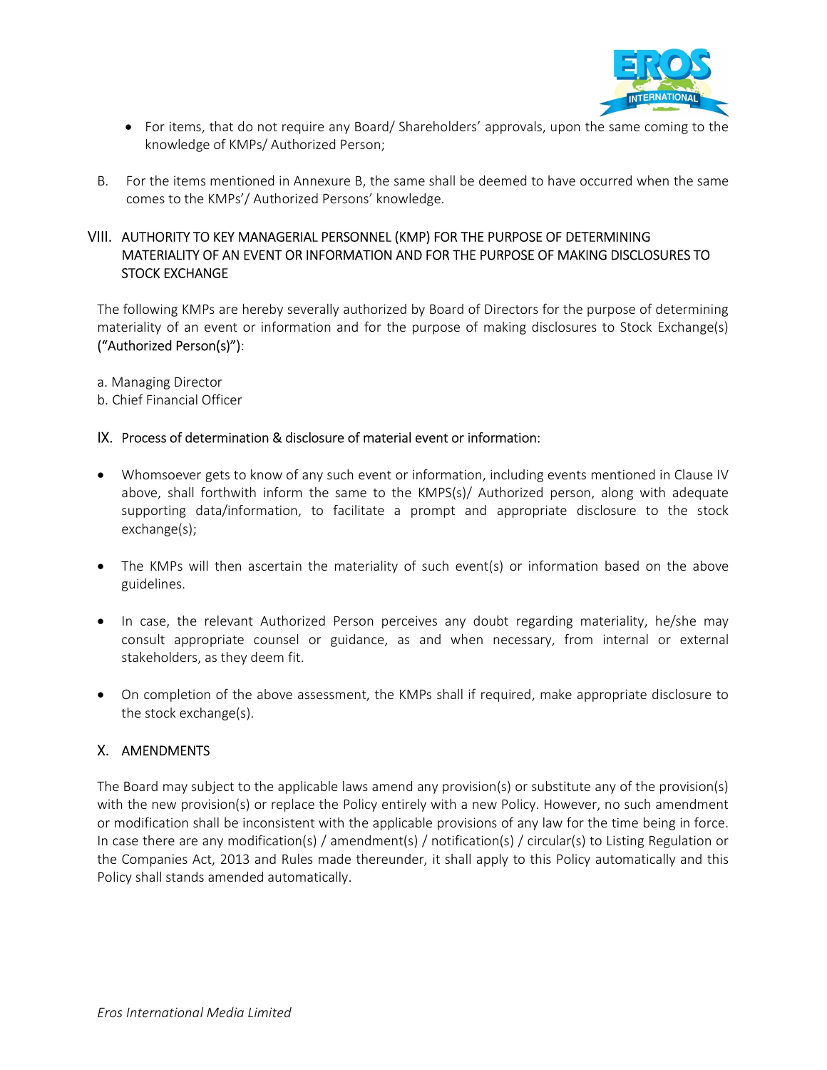- For items, that do not require any Board/ Shareholders' approvals, upon the same coming to the knowledge of KMPs/ Authorized Person;

B. For the items mentioned in Annexure B, the same shall be deemed to have occurred when the same comes to the KMPs'/ Authorized Persons' knowledge.

## VIII. AUTHORITY TO KEY MANAGERIAL PERSONNEL (KMP) FOR THE PURPOSE OF DETERMINING MATERIALITY OF AN EVENT OR INFORMATION AND FOR THE PURPOSE OF MAKING DISCLOSURES TO STOCK EXCHANGE

The following KMPs are hereby severally authorized by Board of Directors for the purpose of determining materiality of an event or information and for the purpose of making disclosures to Stock Exchange(s) ("Authorized Person(s)"):

a. Managing Director
b. Chief Financial Officer

## IX. Process of determination & disclosure of material event or information:

- Whomsoever gets to know of any such event or information, including events mentioned in Clause IV above, shall forthwith inform the same to the KMPS(s)/ Authorized person, along with adequate supporting data/information, to facilitate a prompt and appropriate disclosure to the stock exchange(s);

- The KMPs will then ascertain the materiality of such event(s) or information based on the above guidelines.

- In case, the relevant Authorized Person perceives any doubt regarding materiality, he/she may consult appropriate counsel or guidance, as and when necessary, from internal or external stakeholders, as they deem fit.

- On completion of the above assessment, the KMPs shall if required, make appropriate disclosure to the stock exchange(s).

## X. AMENDMENTS

The Board may subject to the applicable laws amend any provision(s) or substitute any of the provision(s) with the new provision(s) or replace the Policy entirely with a new Policy. However, no such amendment or modification shall be inconsistent with the applicable provisions of any law for the time being in force. In case there are any modification(s) / amendment(s) / notification(s) / circular(s) to Listing Regulation or the Companies Act, 2013 and Rules made thereunder, it shall apply to this Policy automatically and this Policy shall stands amended automatically.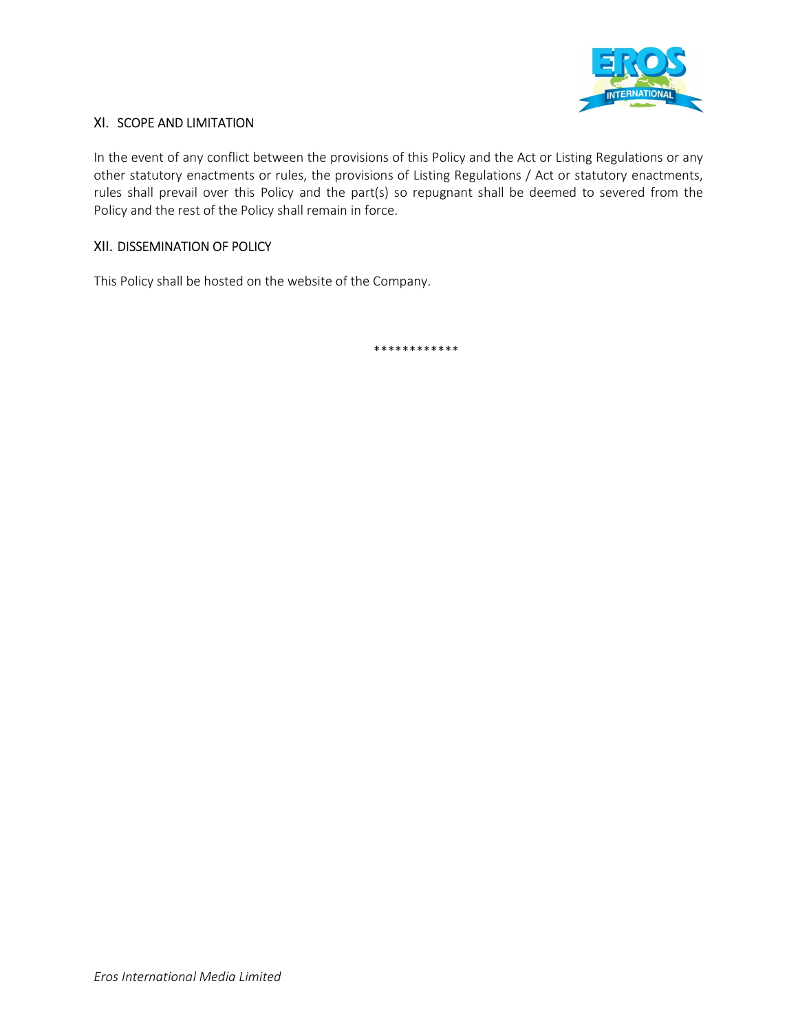## XI. SCOPE AND LIMITATION

In the event of any conflict between the provisions of this Policy and the Act or Listing Regulations or any other statutory enactments or rules, the provisions of Listing Regulations / Act or statutory enactments, rules shall prevail over this Policy and the part(s) so repugnant shall be deemed to severed from the Policy and the rest of the Policy shall remain in force.

## XII. DISSEMINATION OF POLICY

This Policy shall be hosted on the website of the Company.

************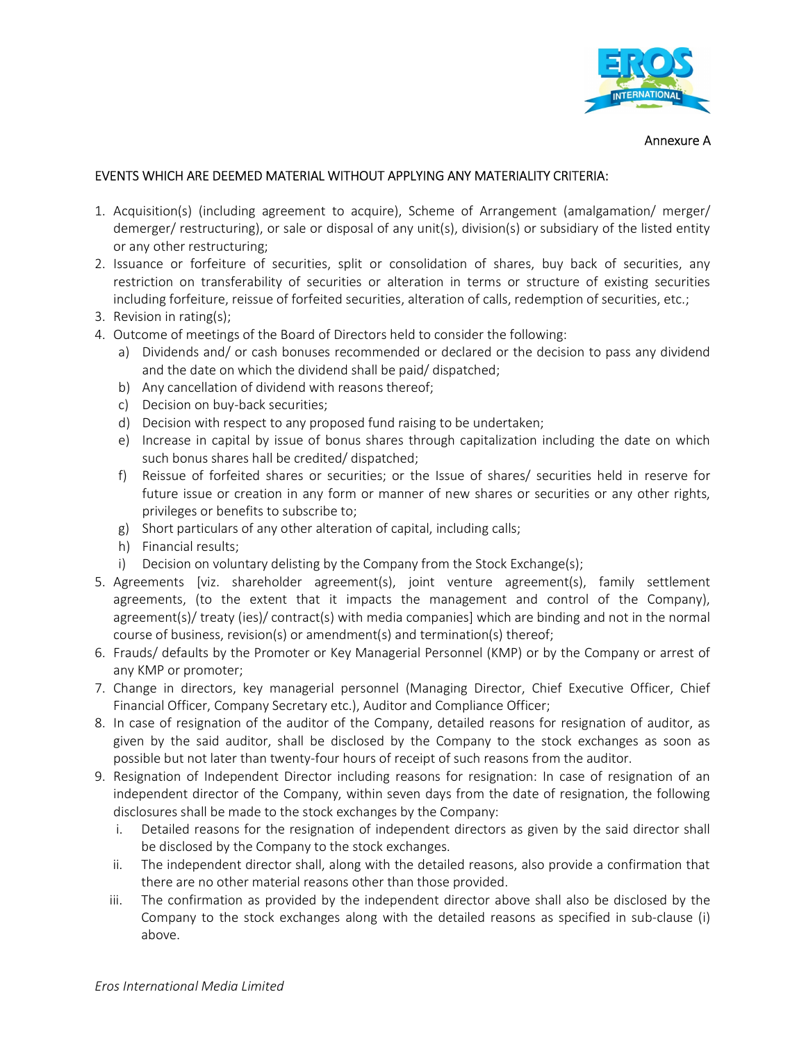Annexure A

EVENTS WHICH ARE DEEMED MATERIAL WITHOUT APPLYING ANY MATERIALITY CRITERIA:

1. Acquisition(s) (including agreement to acquire), Scheme of Arrangement (amalgamation/ merger/ demerger/ restructuring), or sale or disposal of any unit(s), division(s) or subsidiary of the listed entity or any other restructuring;
2. Issuance or forfeiture of securities, split or consolidation of shares, buy back of securities, any restriction on transferability of securities or alteration in terms or structure of existing securities including forfeiture, reissue of forfeited securities, alteration of calls, redemption of securities, etc.;
3. Revision in rating(s);
4. Outcome of meetings of the Board of Directors held to consider the following:
   a) Dividends and/ or cash bonuses recommended or declared or the decision to pass any dividend and the date on which the dividend shall be paid/ dispatched;
   b) Any cancellation of dividend with reasons thereof;
   c) Decision on buy-back securities;
   d) Decision with respect to any proposed fund raising to be undertaken;
   e) Increase in capital by issue of bonus shares through capitalization including the date on which such bonus shares hall be credited/ dispatched;
   f) Reissue of forfeited shares or securities; or the Issue of shares/ securities held in reserve for future issue or creation in any form or manner of new shares or securities or any other rights, privileges or benefits to subscribe to;
   g) Short particulars of any other alteration of capital, including calls;
   h) Financial results;
   i) Decision on voluntary delisting by the Company from the Stock Exchange(s);
5. Agreements [viz. shareholder agreement(s), joint venture agreement(s), family settlement agreements, (to the extent that it impacts the management and control of the Company), agreement(s)/ treaty (ies)/ contract(s) with media companies] which are binding and not in the normal course of business, revision(s) or amendment(s) and termination(s) thereof;
6. Frauds/ defaults by the Promoter or Key Managerial Personnel (KMP) or by the Company or arrest of any KMP or promoter;
7. Change in directors, key managerial personnel (Managing Director, Chief Executive Officer, Chief Financial Officer, Company Secretary etc.), Auditor and Compliance Officer;
8. In case of resignation of the auditor of the Company, detailed reasons for resignation of auditor, as given by the said auditor, shall be disclosed by the Company to the stock exchanges as soon as possible but not later than twenty-four hours of receipt of such reasons from the auditor.
9. Resignation of Independent Director including reasons for resignation: In case of resignation of an independent director of the Company, within seven days from the date of resignation, the following disclosures shall be made to the stock exchanges by the Company:
   i. Detailed reasons for the resignation of independent directors as given by the said director shall be disclosed by the Company to the stock exchanges.
   ii. The independent director shall, along with the detailed reasons, also provide a confirmation that there are no other material reasons other than those provided.
   iii. The confirmation as provided by the independent director above shall also be disclosed by the Company to the stock exchanges along with the detailed reasons as specified in sub-clause (i) above.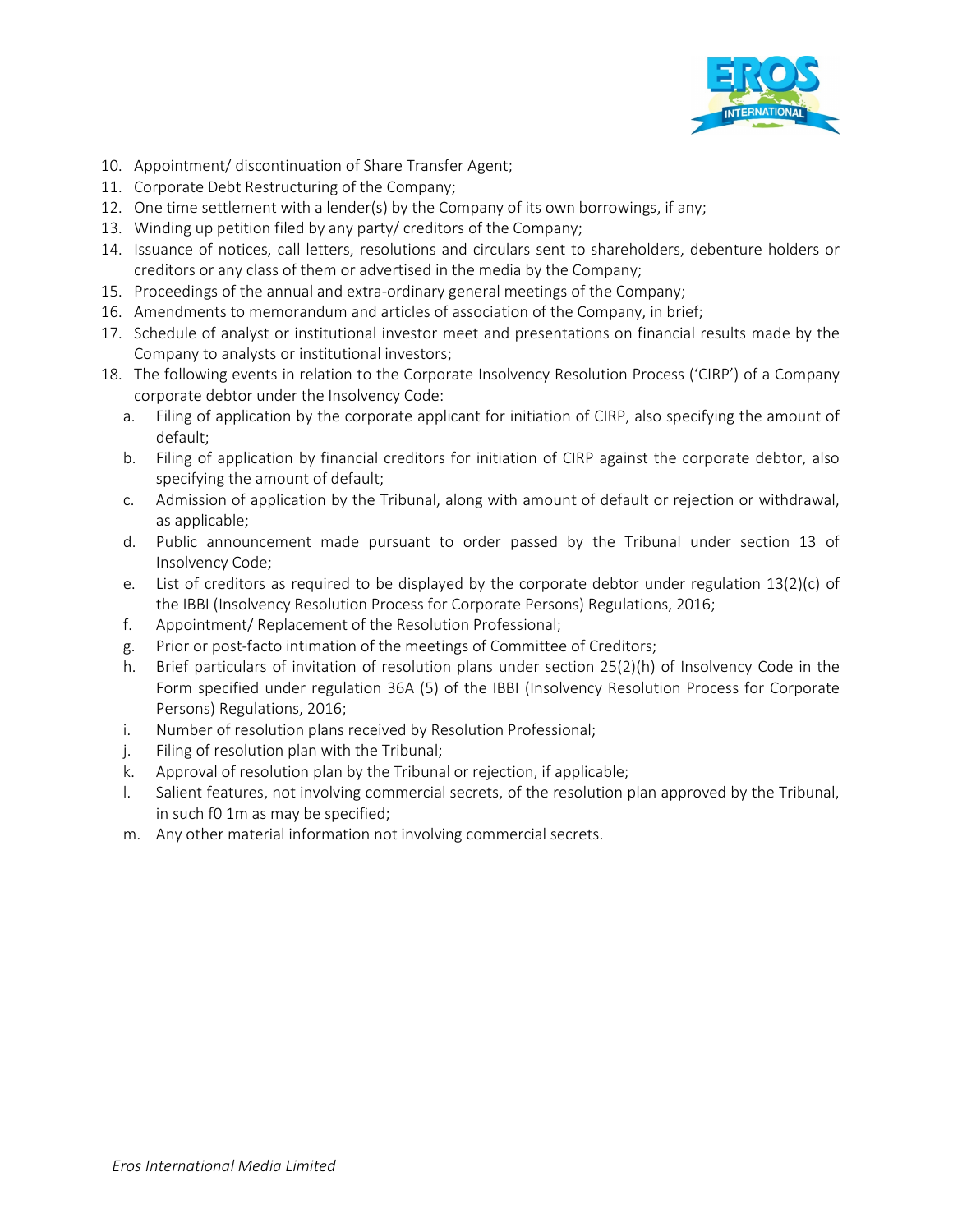10. Appointment/ discontinuation of Share Transfer Agent;
11. Corporate Debt Restructuring of the Company;
12. One time settlement with a lender(s) by the Company of its own borrowings, if any;
13. Winding up petition filed by any party/ creditors of the Company;
14. Issuance of notices, call letters, resolutions and circulars sent to shareholders, debenture holders or creditors or any class of them or advertised in the media by the Company;
15. Proceedings of the annual and extra-ordinary general meetings of the Company;
16. Amendments to memorandum and articles of association of the Company, in brief;
17. Schedule of analyst or institutional investor meet and presentations on financial results made by the Company to analysts or institutional investors;
18. The following events in relation to the Corporate Insolvency Resolution Process ('CIRP') of a Company corporate debtor under the Insolvency Code:
    a. Filing of application by the corporate applicant for initiation of CIRP, also specifying the amount of default;
    b. Filing of application by financial creditors for initiation of CIRP against the corporate debtor, also specifying the amount of default;
    c. Admission of application by the Tribunal, along with amount of default or rejection or withdrawal, as applicable;
    d. Public announcement made pursuant to order passed by the Tribunal under section 13 of Insolvency Code;
    e. List of creditors as required to be displayed by the corporate debtor under regulation 13(2)(c) of the IBBI (Insolvency Resolution Process for Corporate Persons) Regulations, 2016;
    f. Appointment/ Replacement of the Resolution Professional;
    g. Prior or post-facto intimation of the meetings of Committee of Creditors;
    h. Brief particulars of invitation of resolution plans under section 25(2)(h) of Insolvency Code in the Form specified under regulation 36A (5) of the IBBI (Insolvency Resolution Process for Corporate Persons) Regulations, 2016;
    i. Number of resolution plans received by Resolution Professional;
    j. Filing of resolution plan with the Tribunal;
    k. Approval of resolution plan by the Tribunal or rejection, if applicable;
    l. Salient features, not involving commercial secrets, of the resolution plan approved by the Tribunal, in such f0 1m as may be specified;
    m. Any other material information not involving commercial secrets.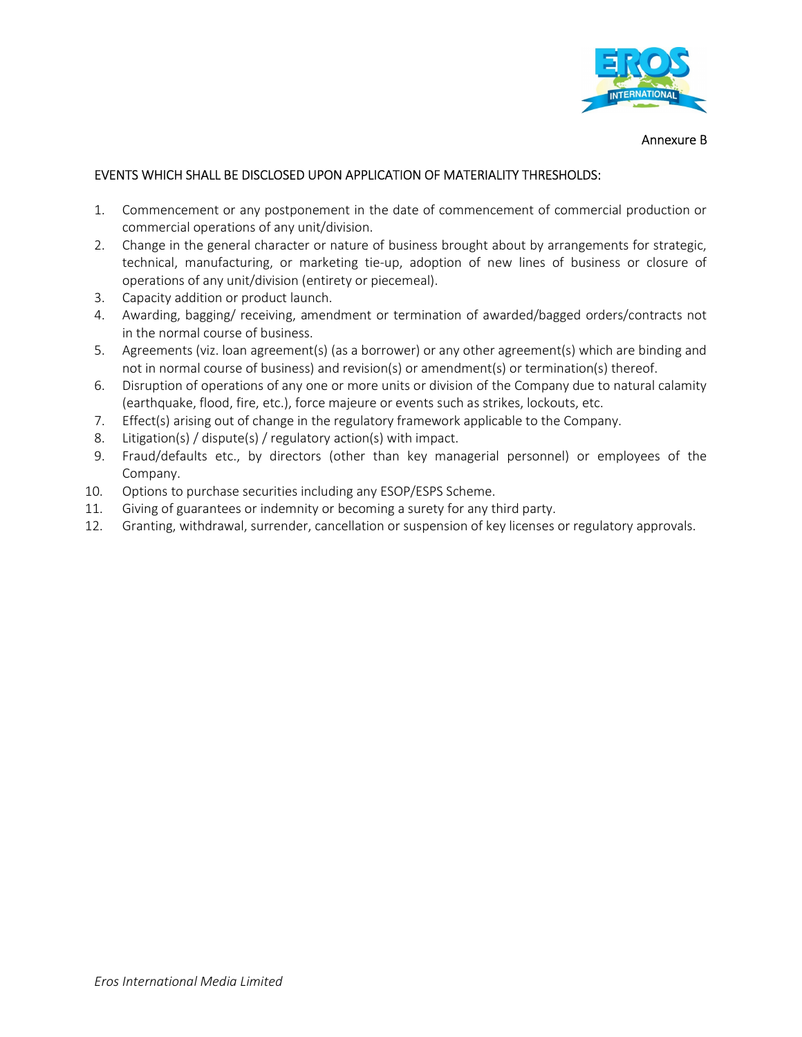Annexure B

EVENTS WHICH SHALL BE DISCLOSED UPON APPLICATION OF MATERIALITY THRESHOLDS:

1. Commencement or any postponement in the date of commencement of commercial production or commercial operations of any unit/division.
2. Change in the general character or nature of business brought about by arrangements for strategic, technical, manufacturing, or marketing tie-up, adoption of new lines of business or closure of operations of any unit/division (entirety or piecemeal).
3. Capacity addition or product launch.
4. Awarding, bagging/ receiving, amendment or termination of awarded/bagged orders/contracts not in the normal course of business.
5. Agreements (viz. loan agreement(s) (as a borrower) or any other agreement(s) which are binding and not in normal course of business) and revision(s) or amendment(s) or termination(s) thereof.
6. Disruption of operations of any one or more units or division of the Company due to natural calamity (earthquake, flood, fire, etc.), force majeure or events such as strikes, lockouts, etc.
7. Effect(s) arising out of change in the regulatory framework applicable to the Company.
8. Litigation(s) / dispute(s) / regulatory action(s) with impact.
9. Fraud/defaults etc., by directors (other than key managerial personnel) or employees of the Company.
10. Options to purchase securities including any ESOP/ESPS Scheme.
11. Giving of guarantees or indemnity or becoming a surety for any third party.
12. Granting, withdrawal, surrender, cancellation or suspension of key licenses or regulatory approvals.